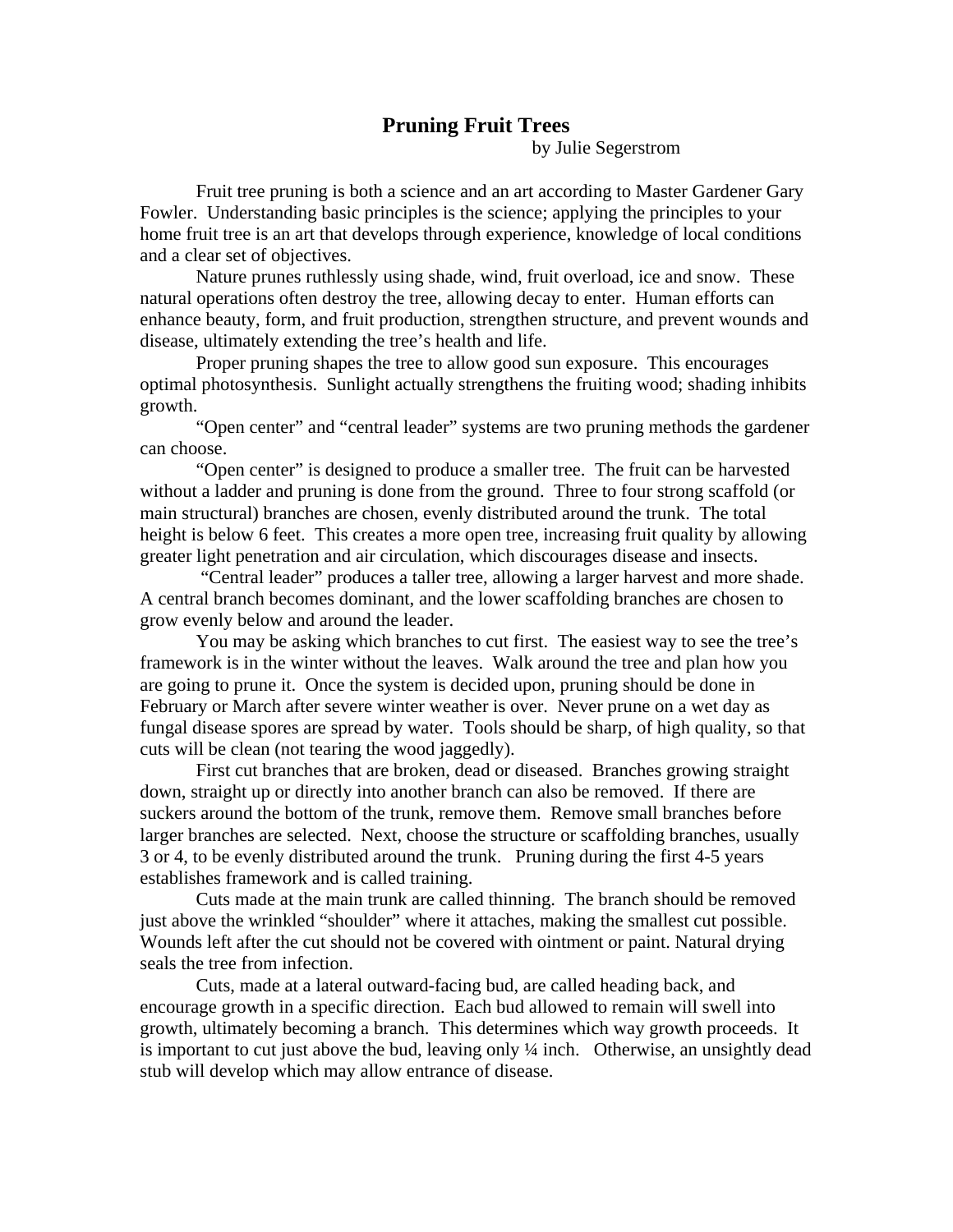# Pruning Fruit Trees

by Julie Segerstrom

Fruit tree pruning is both a science and an art according to Master Gardener Gary Fowler. Understanding basic principles is the science; applying the principles to your home fruit tree is an art that develops through experience, knowledge of local conditions and a clear set of objectives.

Nature prunes ruthlessly using shade, wind, fruit overload, ice and snow. These natural operations often destroy the tree, allowing decay to enter. Human efforts can enhance beauty, form, and fruit production, strengthen structure, and prevent wounds and disease, ultimately extending the tree's health and life.

Proper pruning shapes the tree to allow good sun exposure. This encourages optimal photosynthesis. Sunlight actually strengthens the fruiting wood; shading inhibits growth.

"Open center" and "central leader" systems are two pruning methods the gardener can choose.

"Open center" is designed to produce a smaller tree. The fruit can be harvested without a ladder and pruning is done from the ground. Three to four strong scaffold (or main structural) branches are chosen, evenly distributed around the trunk. The total height is below 6 feet. This creates a more open tree, increasing fruit quality by allowing greater light penetration and air circulation, which discourages disease and insects.

"Central leader" produces a taller tree, allowing a larger harvest and more shade. A central branch becomes dominant, and the lower scaffolding branches are chosen to grow evenly below and around the leader.

You may be asking which branches to cut first. The easiest way to see the tree's framework is in the winter without the leaves. Walk around the tree and plan how you are going to prune it. Once the system is decided upon, pruning should be done in February or March after severe winter weather is over. Never prune on a wet day as fungal disease spores are spread by water. Tools should be sharp, of high quality, so that cuts will be clean (not tearing the wood jaggedly).

First cut branches that are broken, dead or diseased. Branches growing straight down, straight up or directly into another branch can also be removed. If there are suckers around the bottom of the trunk, remove them. Remove small branches before larger branches are selected. Next, choose the structure or scaffolding branches, usually 3 or 4, to be evenly distributed around the trunk. Pruning during the first 4-5 years establishes framework and is called training.

Cuts made at the main trunk are called thinning. The branch should be removed just above the wrinkled "shoulder" where it attaches, making the smallest cut possible. Wounds left after the cut should not be covered with ointment or paint. Natural drying seals the tree from infection.

Cuts, made at a lateral outward-facing bud, are called heading back, and encourage growth in a specific direction. Each bud allowed to remain will swell into growth, ultimately becoming a branch. This determines which way growth proceeds. It is important to cut just above the bud, leaving only ¼ inch. Otherwise, an unsightly dead stub will develop which may allow entrance of disease.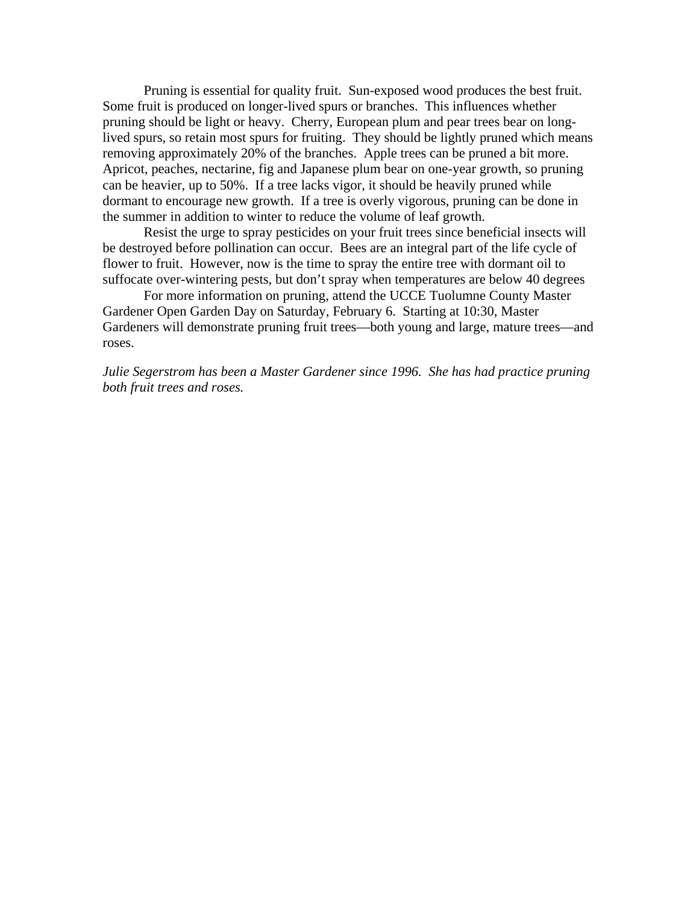Pruning is essential for quality fruit. Sun-exposed wood produces the best fruit. Some fruit is produced on longer-lived spurs or branches. This influences whether pruning should be light or heavy. Cherry, European plum and pear trees bear on long-lived spurs, so retain most spurs for fruiting. They should be lightly pruned which means removing approximately 20% of the branches. Apple trees can be pruned a bit more. Apricot, peaches, nectarine, fig and Japanese plum bear on one-year growth, so pruning can be heavier, up to 50%. If a tree lacks vigor, it should be heavily pruned while dormant to encourage new growth. If a tree is overly vigorous, pruning can be done in the summer in addition to winter to reduce the volume of leaf growth.

Resist the urge to spray pesticides on your fruit trees since beneficial insects will be destroyed before pollination can occur. Bees are an integral part of the life cycle of flower to fruit. However, now is the time to spray the entire tree with dormant oil to suffocate over-wintering pests, but don't spray when temperatures are below 40 degrees

For more information on pruning, attend the UCCE Tuolumne County Master Gardener Open Garden Day on Saturday, February 6. Starting at 10:30, Master Gardeners will demonstrate pruning fruit trees—both young and large, mature trees—and roses.

*Julie Segerstrom has been a Master Gardener since 1996. She has had practice pruning both fruit trees and roses.*